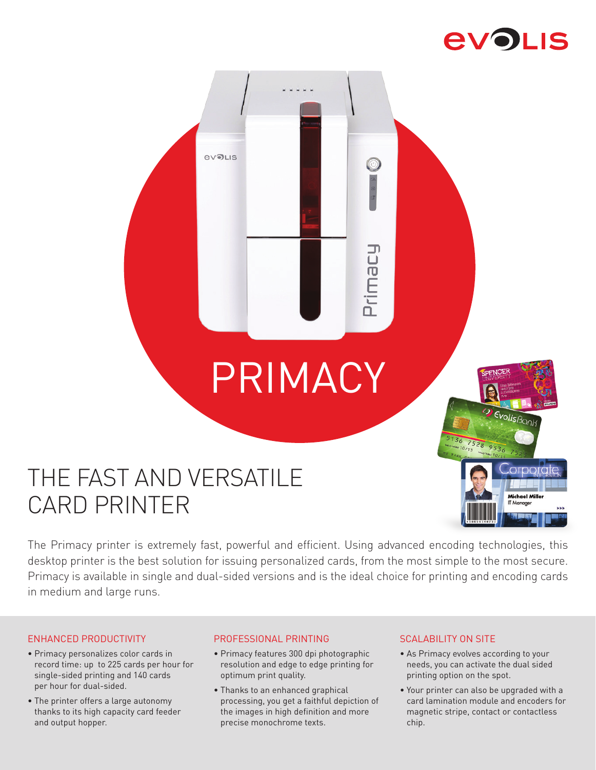# PRIMACY

## THE FAST AND VERSATILE CARD PRINTER

The Primacy printer is extremely fast, powerful and efficient. Using advanced encoding technologies, this desktop printer is the best solution for issuing personalized cards, from the most simple to the most secure. Primacy is available in single and dual-sided versions and is the ideal choice for printing and encoding cards in medium and large runs.

### ENHANCED PRODUCTIVITY

- Primacy personalizes color cards in record time: up to 225 cards per hour for single-sided printing and 140 cards per hour for dual-sided.
- The printer offers a large autonomy thanks to its high capacity card feeder and output hopper.

### PROFESSIONAL PRINTING

- Primacy features 300 dpi photographic resolution and edge to edge printing for optimum print quality.
- Thanks to an enhanced graphical processing, you get a faithful depiction of the images in high definition and more precise monochrome texts.

### SCALABILITY ON SITE

- As Primacy evolves according to your needs, you can activate the dual sided printing option on the spot.
- Your printer can also be upgraded with a card lamination module and encoders for magnetic stripe, contact or contactless chip.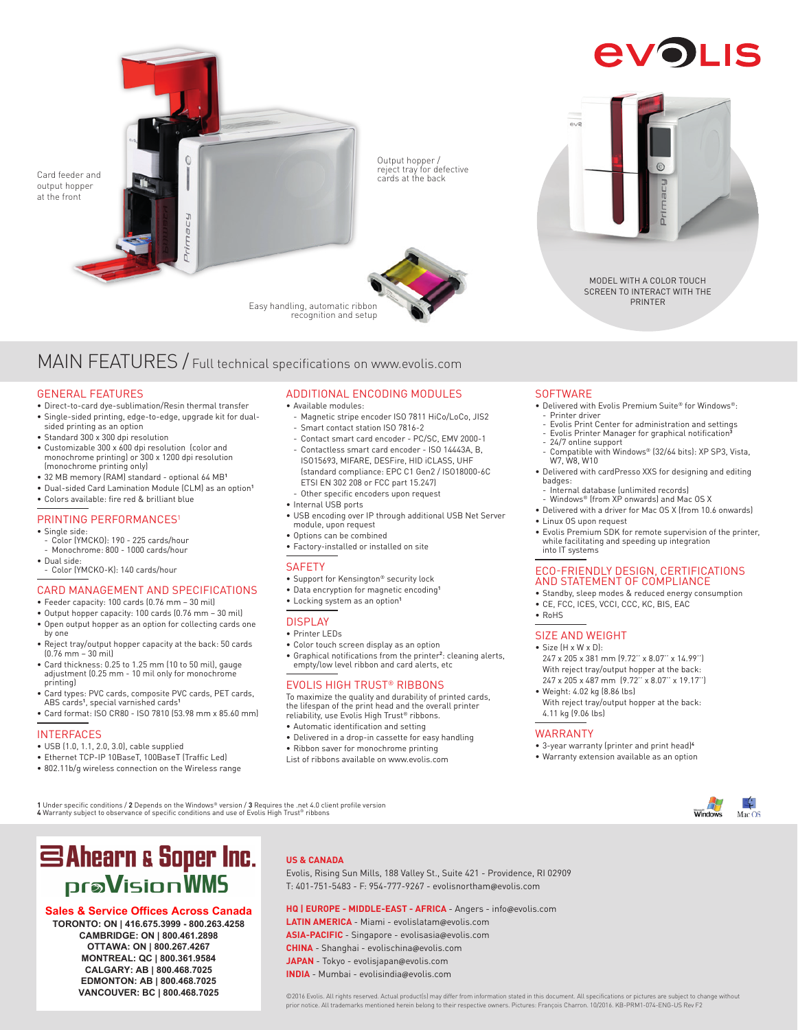Card feeder and output hopper at the front

Output hopper / reject tray for defective cards at the back

Easy handling, automatic ribbon recognition and setup

MODEL WITH A COLOR TOUCH SCREEN TO INTERACT WITH THE PRINTER

# MAIN FEATURES / Full technical specifications on www.evolis.com

## GENERAL FEATURES

- Direct-to-card dye-sublimation/Resin thermal transfer
- Single-sided printing, edge-to-edge, upgrade kit for dual-sided printing as an option
- Standard 300 x 300 dpi resolution
- Customizable 300 x 600 dpi resolution (color and monochrome printing) or 300 x 1200 dpi resolution (monochrome printing only)
- 32 MB memory (RAM) standard - optional 64 MB[1]
- Dual-sided Card Lamination Module (CLM) as an option[1]
- Colors available: fire red & brilliant blue

## PRINTING PERFORMANCES[1]

- Single side:
  - Color (YMCKO): 190 - 225 cards/hour
  - Monochrome: 800 - 1000 cards/hour
- Dual side:
  - Color (YMCKO-K): 140 cards/hour

## CARD MANAGEMENT AND SPECIFICATIONS

- Feeder capacity: 100 cards (0.76 mm – 30 mil)
- Output hopper capacity: 100 cards (0.76 mm – 30 mil)
- Open output hopper as an option for collecting cards one by one
- Reject tray/output hopper capacity at the back: 50 cards (0.76 mm – 30 mil)
- Card thickness: 0.25 to 1.25 mm (10 to 50 mil), gauge adjustment (0.25 mm - 10 mil only for monochrome printing)
- Card types: PVC cards, composite PVC cards, PET cards, ABS cards[1], special varnished cards[1]
- Card format: ISO CR80 - ISO 7810 (53.98 mm x 85.60 mm)

## INTERFACES

- USB (1.0, 1.1, 2.0, 3.0), cable supplied
- Ethernet TCP-IP 10BaseT, 100BaseT (Traffic Led)
- 802.11b/g wireless connection on the Wireless range

## ADDITIONAL ENCODING MODULES

- Available modules:
  - Magnetic stripe encoder ISO 7811 HiCo/LoCo, JIS2
  - Smart contact station ISO 7816-2
  - Contact smart card encoder - PC/SC, EMV 2000-1
  - Contactless smart card encoder - ISO 14443A, B, ISO15693, MIFARE, DESFire, HID iCLASS, UHF (standard compliance: EPC C1 Gen2 / ISO18000-6C ETSI EN 302 208 or FCC part 15.247)
  - Other specific encoders upon request
- Internal USB ports
- USB encoding over IP through additional USB Net Server module, upon request
- Options can be combined
- Factory-installed or installed on site

## SAFETY

- Support for Kensington® security lock
- Data encryption for magnetic encoding[1]
- Locking system as an option[1]

## DISPLAY

- Printer LEDs
- Color touch screen display as an option
- Graphical notifications from the printer[2]: cleaning alerts, empty/low level ribbon and card alerts, etc

## EVOLIS HIGH TRUST® RIBBONS

To maximize the quality and durability of printed cards, the lifespan of the print head and the overall printer reliability, use Evolis High Trust® ribbons.

- Automatic identification and setting
- Delivered in a drop-in cassette for easy handling
- Ribbon saver for monochrome printing

List of ribbons available on www.evolis.com

## SOFTWARE

- Delivered with Evolis Premium Suite® for Windows®:
  - Printer driver
  - Evolis Print Center for administration and settings
  - Evolis Printer Manager for graphical notification[3]
  - 24/7 online support
  - Compatible with Windows® (32/64 bits): XP SP3, Vista, W7, W8, W10
- Delivered with cardPresso XXS for designing and editing badges:
  - Internal database (unlimited records)
  - Windows® (from XP onwards) and Mac OS X
- Delivered with a driver for Mac OS X (from 10.6 onwards)
- Linux OS upon request
- Evolis Premium SDK for remote supervision of the printer, while facilitating and speeding up integration into IT systems

## ECO-FRIENDLY DESIGN, CERTIFICATIONS AND STATEMENT OF COMPLIANCE

- Standby, sleep modes & reduced energy consumption
- CE, FCC, ICES, VCCI, CCC, KC, BIS, EAC
- RoHS

## SIZE AND WEIGHT

- Size (H x W x D):
  247 x 205 x 381 mm (9.72'' x 8.07'' x 14.99'')
  With reject tray/output hopper at the back:
  247 x 205 x 487 mm (9.72'' x 8.07'' x 19.17'')
- Weight: 4.02 kg (8.86 lbs)
  With reject tray/output hopper at the back:
  4.11 kg (9.06 lbs)

## WARRANTY

- 3-year warranty (printer and print head)[4]
- Warranty extension available as an option

**1** Under specific conditions / **2** Depends on the Windows® version / **3** Requires the .net 4.0 client profile version
**4** Warranty subject to observance of specific conditions and use of Evolis High Trust® ribbons

**Ahearn & Soper Inc.**
**proVisionWMS**

**Sales & Service Offices Across Canada**
**TORONTO: ON | 416.675.3999 - 800.263.4258**
**CAMBRIDGE: ON | 800.461.2898**
**OTTAWA: ON | 800.267.4267**
**MONTREAL: QC | 800.361.9584**
**CALGARY: AB | 800.468.7025**
**EDMONTON: AB | 800.468.7025**
**VANCOUVER: BC | 800.468.7025**

**US & CANADA**
Evolis, Rising Sun Mills, 188 Valley St., Suite 421 - Providence, RI 02909
T: 401-751-5483 - F: 954-777-9267 - evolisnortham@evolis.com

**HQ | EUROPE - MIDDLE-EAST - AFRICA** - Angers - info@evolis.com
**LATIN AMERICA** - Miami - evolislatam@evolis.com
**ASIA-PACIFIC** - Singapore - evolisasia@evolis.com
**CHINA** - Shanghai - evolischina@evolis.com
**JAPAN** - Tokyo - evolisjapan@evolis.com
**INDIA** - Mumbai - evolisindia@evolis.com

©2016 Evolis. All rights reserved. Actual product(s) may differ from information stated in this document. All specifications or pictures are subject to change without prior notice. All trademarks mentioned herein belong to their respective owners. Pictures: François Charron. 10/2016. KB-PRM1-074-ENG-US Rev F2